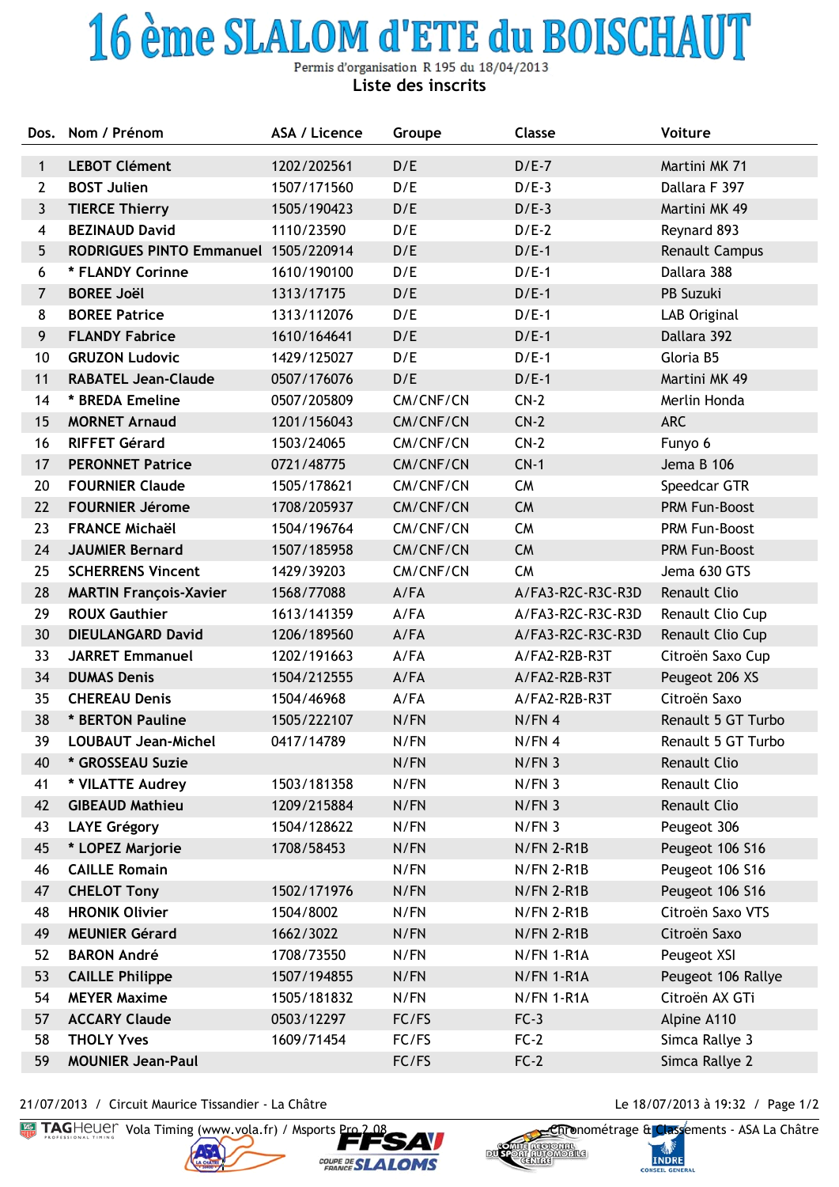# 16 ème SLALOM d'ETE du BOISCHAUT

Permis d'organisation R 195 du 18/04/2013

Liste des inscrits

| Dos. | Nom / Prénom | ASA / Licence | Groupe | Classe | Voiture |
|---|---|---|---|---|---|
| 1 | LEBOT Clément | 1202/202561 | D/E | D/E-7 | Martini MK 71 |
| 2 | BOST Julien | 1507/171560 | D/E | D/E-3 | Dallara F 397 |
| 3 | TIERCE Thierry | 1505/190423 | D/E | D/E-3 | Martini MK 49 |
| 4 | BEZINAUD David | 1110/23590 | D/E | D/E-2 | Reynard 893 |
| 5 | RODRIGUES PINTO Emmanuel | 1505/220914 | D/E | D/E-1 | Renault Campus |
| 6 | * FLANDY Corinne | 1610/190100 | D/E | D/E-1 | Dallara 388 |
| 7 | BOREE Joël | 1313/17175 | D/E | D/E-1 | PB Suzuki |
| 8 | BOREE Patrice | 1313/112076 | D/E | D/E-1 | LAB Original |
| 9 | FLANDY Fabrice | 1610/164641 | D/E | D/E-1 | Dallara 392 |
| 10 | GRUZON Ludovic | 1429/125027 | D/E | D/E-1 | Gloria B5 |
| 11 | RABATEL Jean-Claude | 0507/176076 | D/E | D/E-1 | Martini MK 49 |
| 14 | * BREDA Emeline | 0507/205809 | CM/CNF/CN | CN-2 | Merlin Honda |
| 15 | MORNET Arnaud | 1201/156043 | CM/CNF/CN | CN-2 | ARC |
| 16 | RIFFET Gérard | 1503/24065 | CM/CNF/CN | CN-2 | Funyo 6 |
| 17 | PERONNET Patrice | 0721/48775 | CM/CNF/CN | CN-1 | Jema B 106 |
| 20 | FOURNIER Claude | 1505/178621 | CM/CNF/CN | CM | Speedcar GTR |
| 22 | FOURNIER Jérome | 1708/205937 | CM/CNF/CN | CM | PRM Fun-Boost |
| 23 | FRANCE Michaël | 1504/196764 | CM/CNF/CN | CM | PRM Fun-Boost |
| 24 | JAUMIER Bernard | 1507/185958 | CM/CNF/CN | CM | PRM Fun-Boost |
| 25 | SCHERRENS Vincent | 1429/39203 | CM/CNF/CN | CM | Jema 630 GTS |
| 28 | MARTIN François-Xavier | 1568/77088 | A/FA | A/FA3-R2C-R3C-R3D | Renault Clio |
| 29 | ROUX Gauthier | 1613/141359 | A/FA | A/FA3-R2C-R3C-R3D | Renault Clio Cup |
| 30 | DIEULANGARD David | 1206/189560 | A/FA | A/FA3-R2C-R3C-R3D | Renault Clio Cup |
| 33 | JARRET Emmanuel | 1202/191663 | A/FA | A/FA2-R2B-R3T | Citroën Saxo Cup |
| 34 | DUMAS Denis | 1504/212555 | A/FA | A/FA2-R2B-R3T | Peugeot 206 XS |
| 35 | CHEREAU Denis | 1504/46968 | A/FA | A/FA2-R2B-R3T | Citroën Saxo |
| 38 | * BERTON Pauline | 1505/222107 | N/FN | N/FN 4 | Renault 5 GT Turbo |
| 39 | LOUBAUT Jean-Michel | 0417/14789 | N/FN | N/FN 4 | Renault 5 GT Turbo |
| 40 | * GROSSEAU Suzie | | N/FN | N/FN 3 | Renault Clio |
| 41 | * VILATTE Audrey | 1503/181358 | N/FN | N/FN 3 | Renault Clio |
| 42 | GIBEAUD Mathieu | 1209/215884 | N/FN | N/FN 3 | Renault Clio |
| 43 | LAYE Grégory | 1504/128622 | N/FN | N/FN 3 | Peugeot 306 |
| 45 | * LOPEZ Marjorie | 1708/58453 | N/FN | N/FN 2-R1B | Peugeot 106 S16 |
| 46 | CAILLE Romain | | N/FN | N/FN 2-R1B | Peugeot 106 S16 |
| 47 | CHELOT Tony | 1502/171976 | N/FN | N/FN 2-R1B | Peugeot 106 S16 |
| 48 | HRONIK Olivier | 1504/8002 | N/FN | N/FN 2-R1B | Citroën Saxo VTS |
| 49 | MEUNIER Gérard | 1662/3022 | N/FN | N/FN 2-R1B | Citroën Saxo |
| 52 | BARON André | 1708/73550 | N/FN | N/FN 1-R1A | Peugeot XSI |
| 53 | CAILLE Philippe | 1507/194855 | N/FN | N/FN 1-R1A | Peugeot 106 Rallye |
| 54 | MEYER Maxime | 1505/181832 | N/FN | N/FN 1-R1A | Citroën AX GTi |
| 57 | ACCARY Claude | 0503/12297 | FC/FS | FC-3 | Alpine A110 |
| 58 | THOLY Yves | 1609/71454 | FC/FS | FC-2 | Simca Rallye 3 |
| 59 | MOUNIER Jean-Paul | | FC/FS | FC-2 | Simca Rallye 2 |

21/07/2013 / Circuit Maurice Tissandier - La Châtre — Le 18/07/2013 à 19:32

TAG Heuer Vola Timing (www.vola.fr) / Msports Pro 2.08 — Chronométrage & Classements - ASA La Châtre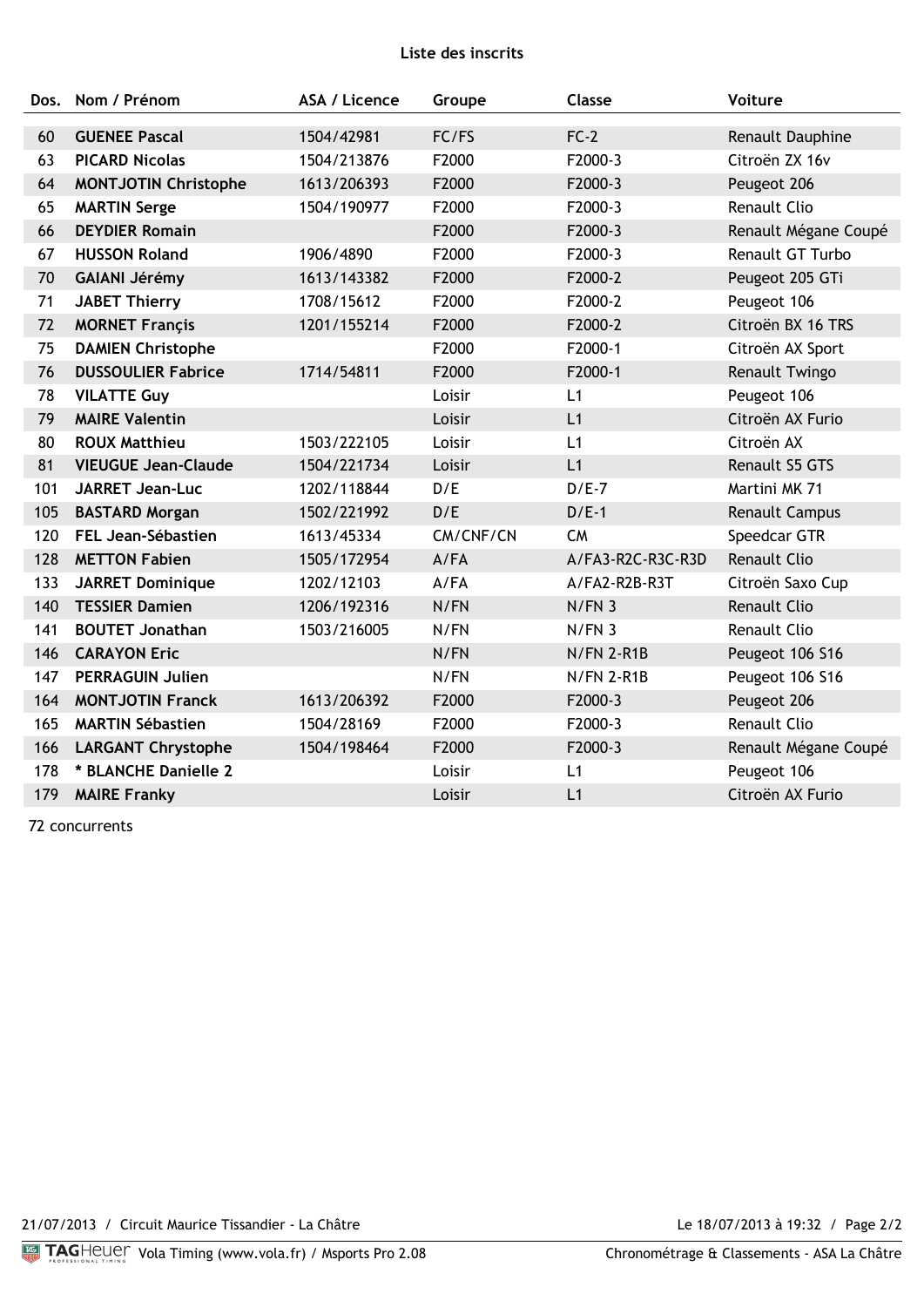**Liste des inscrits**

| Dos. | Nom / Prénom | ASA / Licence | Groupe | Classe | Voiture |
|---|---|---|---|---|---|
| 60 | **GUENEE Pascal** | 1504/42981 | FC/FS | FC-2 | Renault Dauphine |
| 63 | **PICARD Nicolas** | 1504/213876 | F2000 | F2000-3 | Citroën ZX 16v |
| 64 | **MONTJOTIN Christophe** | 1613/206393 | F2000 | F2000-3 | Peugeot 206 |
| 65 | **MARTIN Serge** | 1504/190977 | F2000 | F2000-3 | Renault Clio |
| 66 | **DEYDIER Romain** | | F2000 | F2000-3 | Renault Mégane Coupé |
| 67 | **HUSSON Roland** | 1906/4890 | F2000 | F2000-3 | Renault GT Turbo |
| 70 | **GAIANI Jérémy** | 1613/143382 | F2000 | F2000-2 | Peugeot 205 GTi |
| 71 | **JABET Thierry** | 1708/15612 | F2000 | F2000-2 | Peugeot 106 |
| 72 | **MORNET Françis** | 1201/155214 | F2000 | F2000-2 | Citroën BX 16 TRS |
| 75 | **DAMIEN Christophe** | | F2000 | F2000-1 | Citroën AX Sport |
| 76 | **DUSSOULIER Fabrice** | 1714/54811 | F2000 | F2000-1 | Renault Twingo |
| 78 | **VILATTE Guy** | | Loisir | L1 | Peugeot 106 |
| 79 | **MAIRE Valentin** | | Loisir | L1 | Citroën AX Furio |
| 80 | **ROUX Matthieu** | 1503/222105 | Loisir | L1 | Citroën AX |
| 81 | **VIEUGUE Jean-Claude** | 1504/221734 | Loisir | L1 | Renault S5 GTS |
| 101 | **JARRET Jean-Luc** | 1202/118844 | D/E | D/E-7 | Martini MK 71 |
| 105 | **BASTARD Morgan** | 1502/221992 | D/E | D/E-1 | Renault Campus |
| 120 | **FEL Jean-Sébastien** | 1613/45334 | CM/CNF/CN | CM | Speedcar GTR |
| 128 | **METTON Fabien** | 1505/172954 | A/FA | A/FA3-R2C-R3C-R3D | Renault Clio |
| 133 | **JARRET Dominique** | 1202/12103 | A/FA | A/FA2-R2B-R3T | Citroën Saxo Cup |
| 140 | **TESSIER Damien** | 1206/192316 | N/FN | N/FN 3 | Renault Clio |
| 141 | **BOUTET Jonathan** | 1503/216005 | N/FN | N/FN 3 | Renault Clio |
| 146 | **CARAYON Eric** | | N/FN | N/FN 2-R1B | Peugeot 106 S16 |
| 147 | **PERRAGUIN Julien** | | N/FN | N/FN 2-R1B | Peugeot 106 S16 |
| 164 | **MONTJOTIN Franck** | 1613/206392 | F2000 | F2000-3 | Peugeot 206 |
| 165 | **MARTIN Sébastien** | 1504/28169 | F2000 | F2000-3 | Renault Clio |
| 166 | **LARGANT Chrystophe** | 1504/198464 | F2000 | F2000-3 | Renault Mégane Coupé |
| 178 | **\* BLANCHE Danielle 2** | | Loisir | L1 | Peugeot 106 |
| 179 | **MAIRE Franky** | | Loisir | L1 | Citroën AX Furio |

72 concurrents